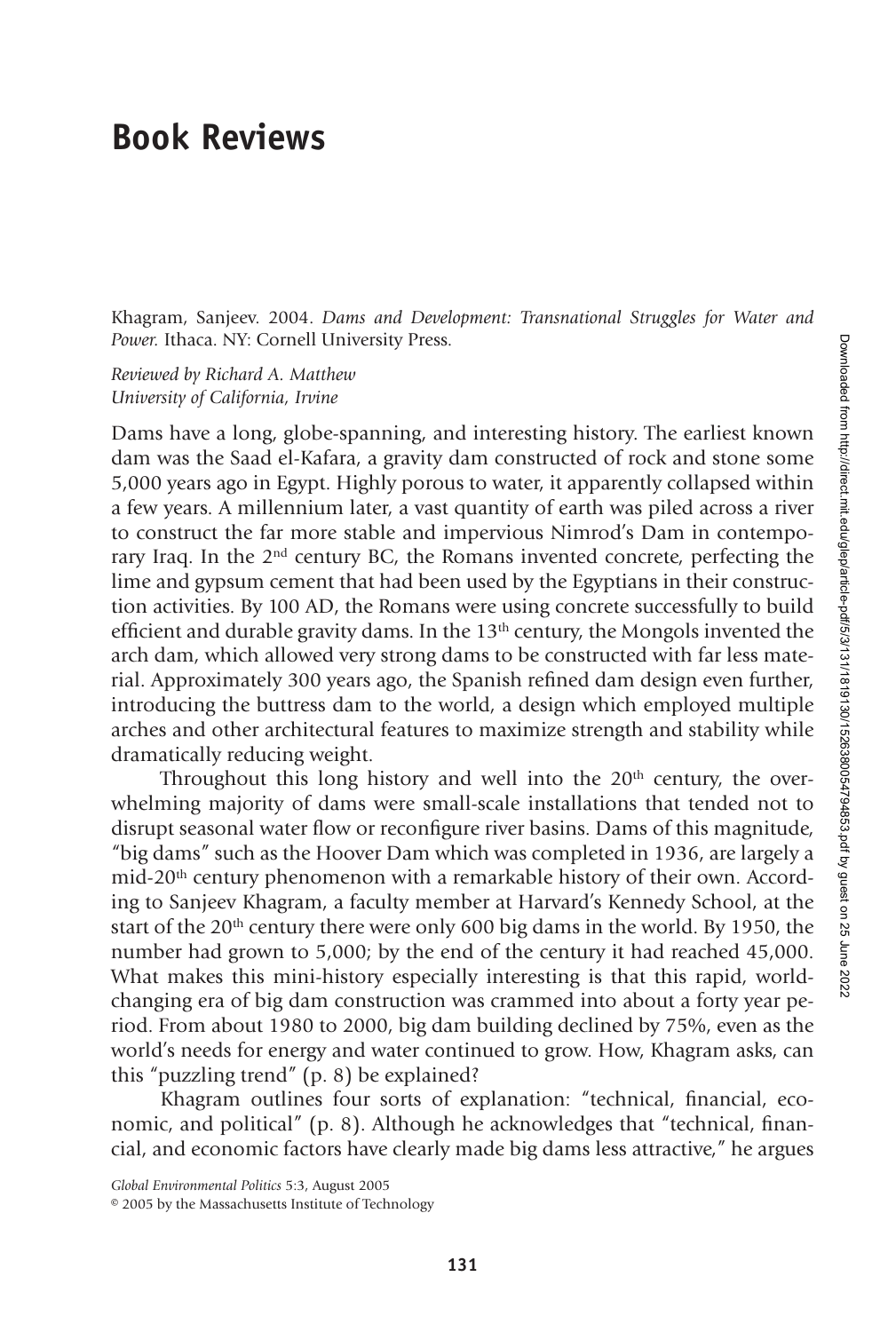# Book Reviews

Khagram, Sanjeev. 2004. *Dams and Development: Transnational Struggles for Water and Power.* Ithaca. NY: Cornell University Press.

*Reviewed by Richard A. Matthew*
*University of California, Irvine*

Dams have a long, globe-spanning, and interesting history. The earliest known dam was the Saad el-Kafara, a gravity dam constructed of rock and stone some 5,000 years ago in Egypt. Highly porous to water, it apparently collapsed within a few years. A millennium later, a vast quantity of earth was piled across a river to construct the far more stable and impervious Nimrod's Dam in contemporary Iraq. In the 2nd century BC, the Romans invented concrete, perfecting the lime and gypsum cement that had been used by the Egyptians in their construction activities. By 100 AD, the Romans were using concrete successfully to build efficient and durable gravity dams. In the 13th century, the Mongols invented the arch dam, which allowed very strong dams to be constructed with far less material. Approximately 300 years ago, the Spanish refined dam design even further, introducing the buttress dam to the world, a design which employed multiple arches and other architectural features to maximize strength and stability while dramatically reducing weight.

Throughout this long history and well into the 20th century, the overwhelming majority of dams were small-scale installations that tended not to disrupt seasonal water flow or reconfigure river basins. Dams of this magnitude, "big dams" such as the Hoover Dam which was completed in 1936, are largely a mid-20th century phenomenon with a remarkable history of their own. According to Sanjeev Khagram, a faculty member at Harvard's Kennedy School, at the start of the 20th century there were only 600 big dams in the world. By 1950, the number had grown to 5,000; by the end of the century it had reached 45,000. What makes this mini-history especially interesting is that this rapid, world-changing era of big dam construction was crammed into about a forty year period. From about 1980 to 2000, big dam building declined by 75%, even as the world's needs for energy and water continued to grow. How, Khagram asks, can this "puzzling trend" (p. 8) be explained?

Khagram outlines four sorts of explanation: "technical, financial, economic, and political" (p. 8). Although he acknowledges that "technical, financial, and economic factors have clearly made big dams less attractive," he argues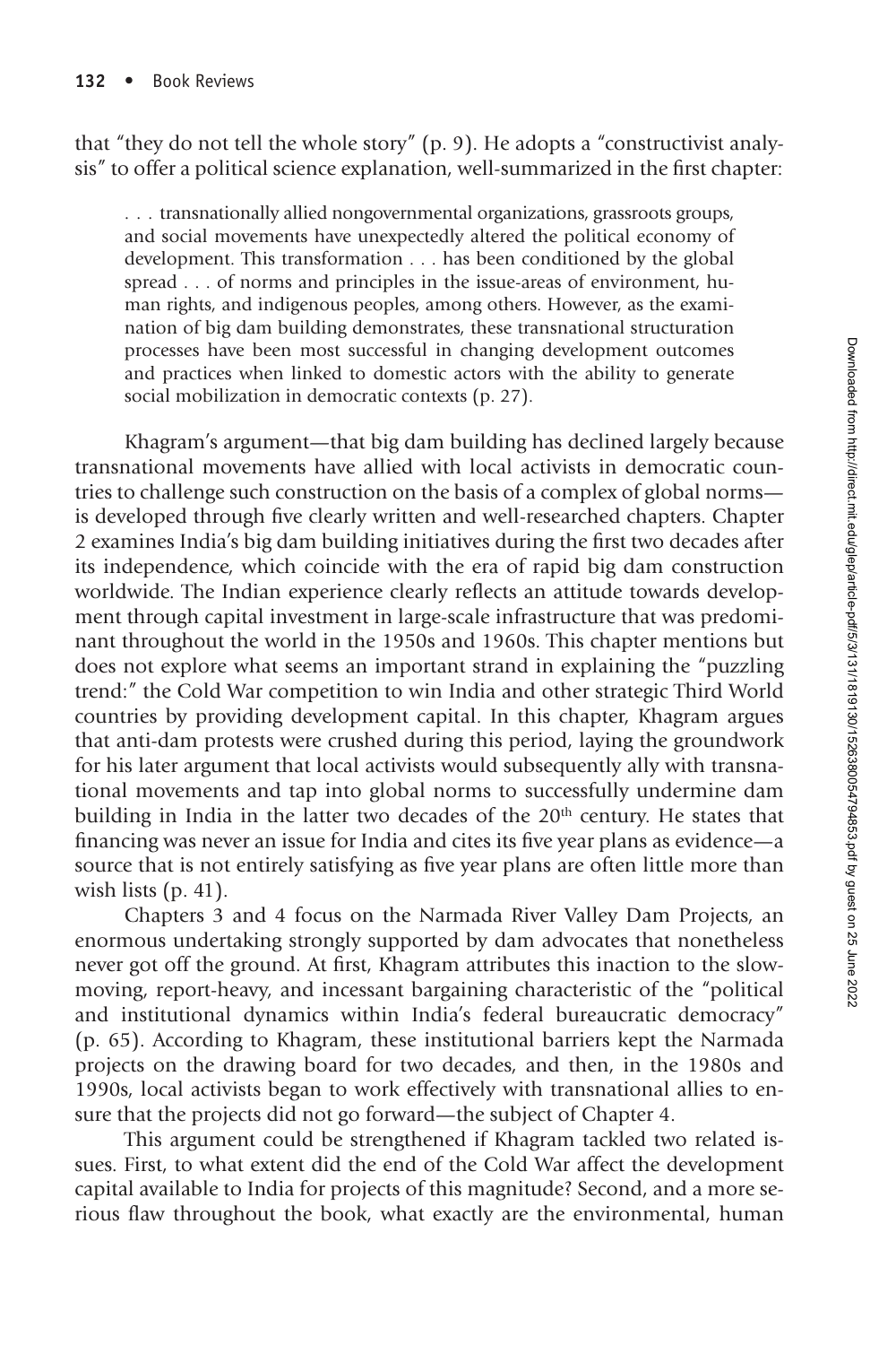that "they do not tell the whole story" (p. 9). He adopts a "constructivist analysis" to offer a political science explanation, well-summarized in the first chapter:

> . . . transnationally allied nongovernmental organizations, grassroots groups, and social movements have unexpectedly altered the political economy of development. This transformation . . . has been conditioned by the global spread . . . of norms and principles in the issue-areas of environment, human rights, and indigenous peoples, among others. However, as the examination of big dam building demonstrates, these transnational structuration processes have been most successful in changing development outcomes and practices when linked to domestic actors with the ability to generate social mobilization in democratic contexts (p. 27).

Khagram's argument—that big dam building has declined largely because transnational movements have allied with local activists in democratic countries to challenge such construction on the basis of a complex of global norms—is developed through five clearly written and well-researched chapters. Chapter 2 examines India's big dam building initiatives during the first two decades after its independence, which coincide with the era of rapid big dam construction worldwide. The Indian experience clearly reflects an attitude towards development through capital investment in large-scale infrastructure that was predominant throughout the world in the 1950s and 1960s. This chapter mentions but does not explore what seems an important strand in explaining the "puzzling trend:" the Cold War competition to win India and other strategic Third World countries by providing development capital. In this chapter, Khagram argues that anti-dam protests were crushed during this period, laying the groundwork for his later argument that local activists would subsequently ally with transnational movements and tap into global norms to successfully undermine dam building in India in the latter two decades of the 20th century. He states that financing was never an issue for India and cites its five year plans as evidence—a source that is not entirely satisfying as five year plans are often little more than wish lists (p. 41).

Chapters 3 and 4 focus on the Narmada River Valley Dam Projects, an enormous undertaking strongly supported by dam advocates that nonetheless never got off the ground. At first, Khagram attributes this inaction to the slow-moving, report-heavy, and incessant bargaining characteristic of the "political and institutional dynamics within India's federal bureaucratic democracy" (p. 65). According to Khagram, these institutional barriers kept the Narmada projects on the drawing board for two decades, and then, in the 1980s and 1990s, local activists began to work effectively with transnational allies to ensure that the projects did not go forward—the subject of Chapter 4.

This argument could be strengthened if Khagram tackled two related issues. First, to what extent did the end of the Cold War affect the development capital available to India for projects of this magnitude? Second, and a more serious flaw throughout the book, what exactly are the environmental, human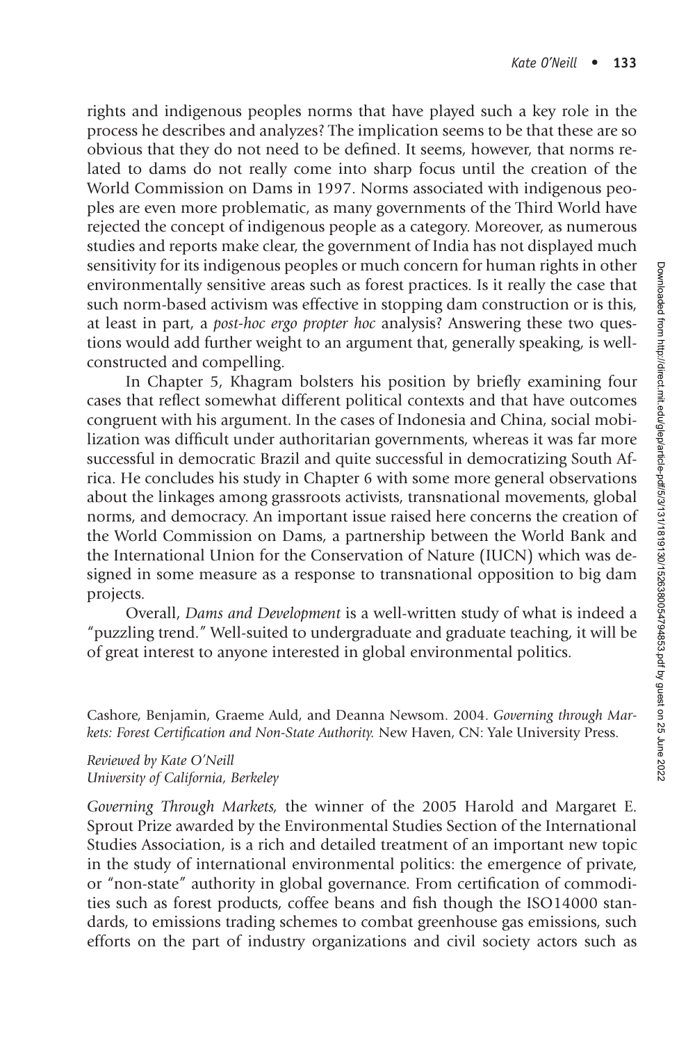rights and indigenous peoples norms that have played such a key role in the process he describes and analyzes? The implication seems to be that these are so obvious that they do not need to be defined. It seems, however, that norms related to dams do not really come into sharp focus until the creation of the World Commission on Dams in 1997. Norms associated with indigenous peoples are even more problematic, as many governments of the Third World have rejected the concept of indigenous people as a category. Moreover, as numerous studies and reports make clear, the government of India has not displayed much sensitivity for its indigenous peoples or much concern for human rights in other environmentally sensitive areas such as forest practices. Is it really the case that such norm-based activism was effective in stopping dam construction or is this, at least in part, a *post-hoc ergo propter hoc* analysis? Answering these two questions would add further weight to an argument that, generally speaking, is well-constructed and compelling.

In Chapter 5, Khagram bolsters his position by briefly examining four cases that reflect somewhat different political contexts and that have outcomes congruent with his argument. In the cases of Indonesia and China, social mobilization was difficult under authoritarian governments, whereas it was far more successful in democratic Brazil and quite successful in democratizing South Africa. He concludes his study in Chapter 6 with some more general observations about the linkages among grassroots activists, transnational movements, global norms, and democracy. An important issue raised here concerns the creation of the World Commission on Dams, a partnership between the World Bank and the International Union for the Conservation of Nature (IUCN) which was designed in some measure as a response to transnational opposition to big dam projects.

Overall, *Dams and Development* is a well-written study of what is indeed a "puzzling trend." Well-suited to undergraduate and graduate teaching, it will be of great interest to anyone interested in global environmental politics.

Cashore, Benjamin, Graeme Auld, and Deanna Newsom. 2004. *Governing through Markets: Forest Certification and Non-State Authority.* New Haven, CN: Yale University Press.

*Reviewed by Kate O'Neill*
*University of California, Berkeley*

*Governing Through Markets,* the winner of the 2005 Harold and Margaret E. Sprout Prize awarded by the Environmental Studies Section of the International Studies Association, is a rich and detailed treatment of an important new topic in the study of international environmental politics: the emergence of private, or "non-state" authority in global governance. From certification of commodities such as forest products, coffee beans and fish though the ISO14000 standards, to emissions trading schemes to combat greenhouse gas emissions, such efforts on the part of industry organizations and civil society actors such as